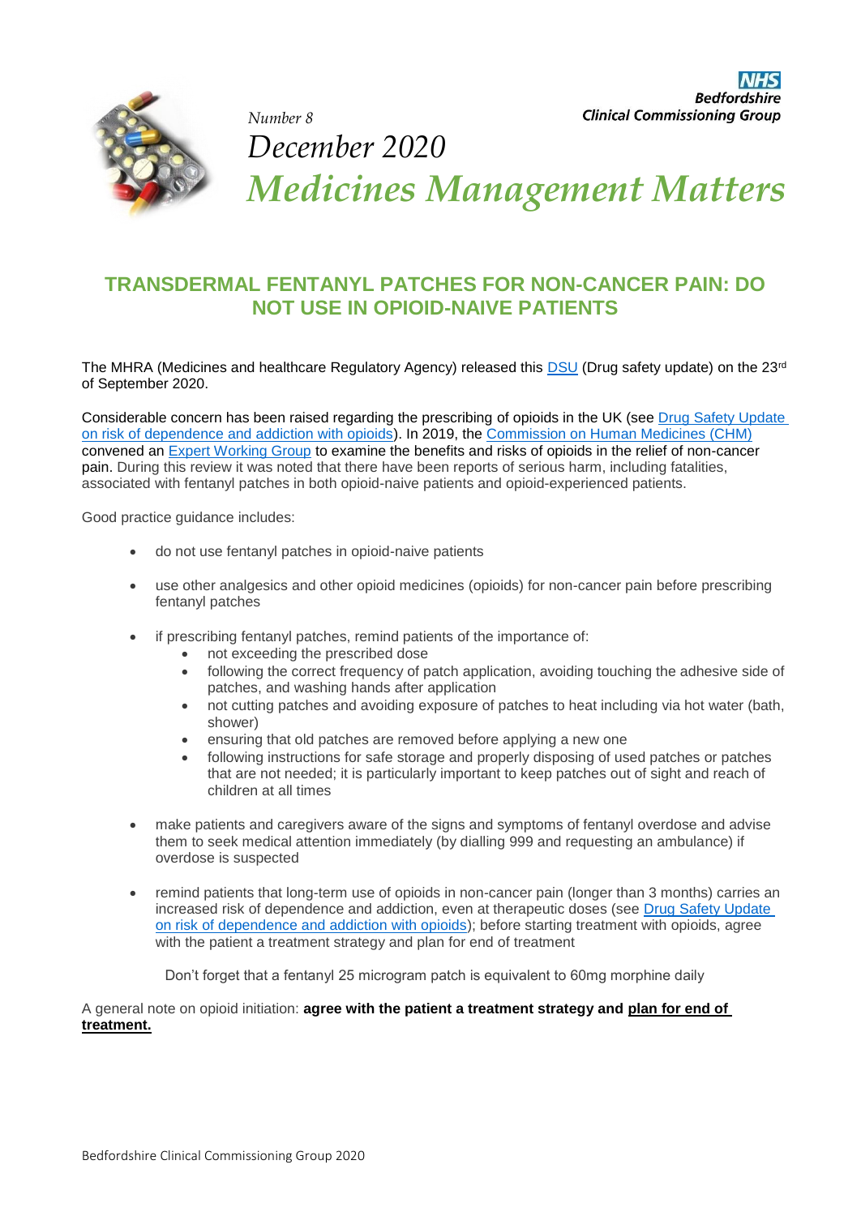NHS
Bedfordshire
Clinical Commissioning Group

*Number 8*

*December 2020*

# *Medicines Management Matters*

## TRANSDERMAL FENTANYL PATCHES FOR NON-CANCER PAIN: DO NOT USE IN OPIOID-NAIVE PATIENTS

The MHRA (Medicines and healthcare Regulatory Agency) released this DSU (Drug safety update) on the 23rd of September 2020.

Considerable concern has been raised regarding the prescribing of opioids in the UK (see Drug Safety Update on risk of dependence and addiction with opioids). In 2019, the Commission on Human Medicines (CHM) convened an Expert Working Group to examine the benefits and risks of opioids in the relief of non-cancer pain. During this review it was noted that there have been reports of serious harm, including fatalities, associated with fentanyl patches in both opioid-naive patients and opioid-experienced patients.

Good practice guidance includes:

- do not use fentanyl patches in opioid-naive patients
- use other analgesics and other opioid medicines (opioids) for non-cancer pain before prescribing fentanyl patches
- if prescribing fentanyl patches, remind patients of the importance of:
  - not exceeding the prescribed dose
  - following the correct frequency of patch application, avoiding touching the adhesive side of patches, and washing hands after application
  - not cutting patches and avoiding exposure of patches to heat including via hot water (bath, shower)
  - ensuring that old patches are removed before applying a new one
  - following instructions for safe storage and properly disposing of used patches or patches that are not needed; it is particularly important to keep patches out of sight and reach of children at all times
- make patients and caregivers aware of the signs and symptoms of fentanyl overdose and advise them to seek medical attention immediately (by dialling 999 and requesting an ambulance) if overdose is suspected
- remind patients that long-term use of opioids in non-cancer pain (longer than 3 months) carries an increased risk of dependence and addiction, even at therapeutic doses (see Drug Safety Update on risk of dependence and addiction with opioids); before starting treatment with opioids, agree with the patient a treatment strategy and plan for end of treatment

Don't forget that a fentanyl 25 microgram patch is equivalent to 60mg morphine daily

A general note on opioid initiation: **agree with the patient a treatment strategy and <u>plan for end of treatment.</u>**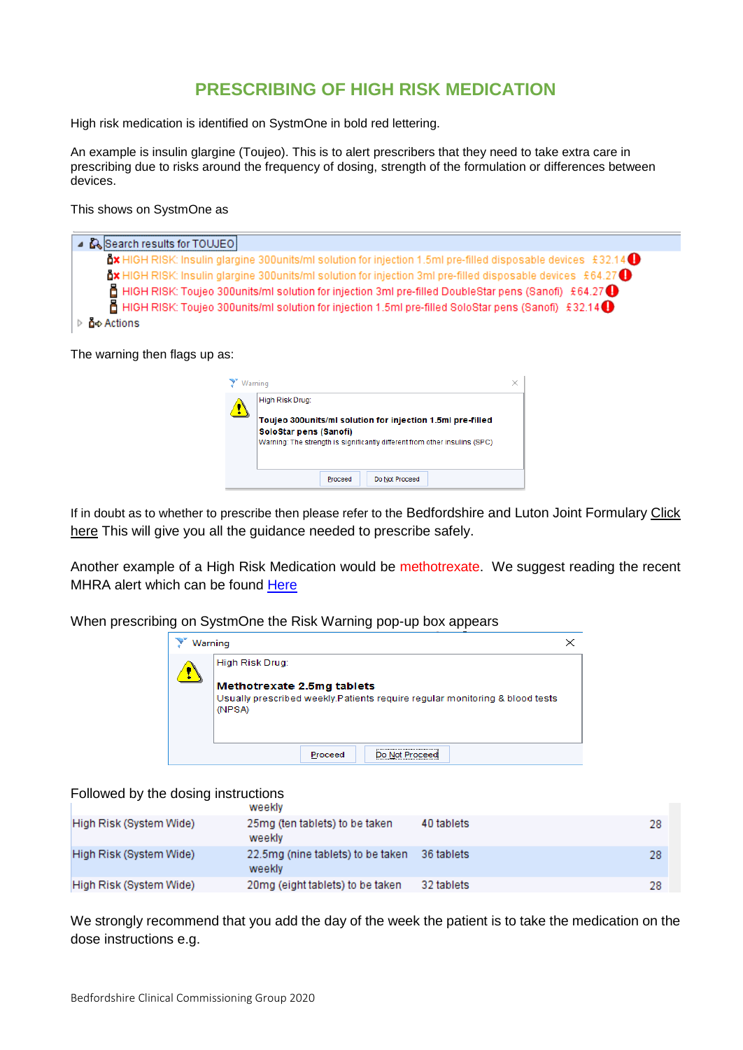## PRESCRIBING OF HIGH RISK MEDICATION

High risk medication is identified on SystmOne in bold red lettering.

An example is insulin glargine (Toujeo). This is to alert prescribers that they need to take extra care in prescribing due to risks around the frequency of dosing, strength of the formulation or differences between devices.

This shows on SystmOne as

Search results for TOUJEO
- HIGH RISK: Insulin glargine 300units/ml solution for injection 1.5ml pre-filled disposable devices £32.14
- HIGH RISK: Insulin glargine 300units/ml solution for injection 3ml pre-filled disposable devices £64.27
- HIGH RISK: Toujeo 300units/ml solution for injection 3ml pre-filled DoubleStar pens (Sanofi) £64.27
- HIGH RISK: Toujeo 300units/ml solution for injection 1.5ml pre-filled SoloStar pens (Sanofi) £32.14

Actions

The warning then flags up as:

Warning

High Risk Drug:

**Toujeo 300units/ml solution for injection 1.5ml pre-filled SoloStar pens (Sanofi)**

Warning: The strength is significantly different from other insulins (SPC)

Proceed | Do Not Proceed

If in doubt as to whether to prescribe then please refer to the Bedfordshire and Luton Joint Formulary Click here This will give you all the guidance needed to prescribe safely.

Another example of a High Risk Medication would be methotrexate. We suggest reading the recent MHRA alert which can be found Here

When prescribing on SystmOne the Risk Warning pop-up box appears

Warning

High Risk Drug:

**Methotrexate 2.5mg tablets**

Usually prescribed weekly.Patients require regular monitoring & blood tests (NPSA)

Proceed | Do Not Proceed

Followed by the dosing instructions

| | | | |
|---|---|---|---|
| | weekly | | |
| High Risk (System Wide) | 25mg (ten tablets) to be taken weekly | 40 tablets | 28 |
| High Risk (System Wide) | 22.5mg (nine tablets) to be taken weekly | 36 tablets | 28 |
| High Risk (System Wide) | 20mg (eight tablets) to be taken | 32 tablets | 28 |

We strongly recommend that you add the day of the week the patient is to take the medication on the dose instructions e.g.

Bedfordshire Clinical Commissioning Group 2020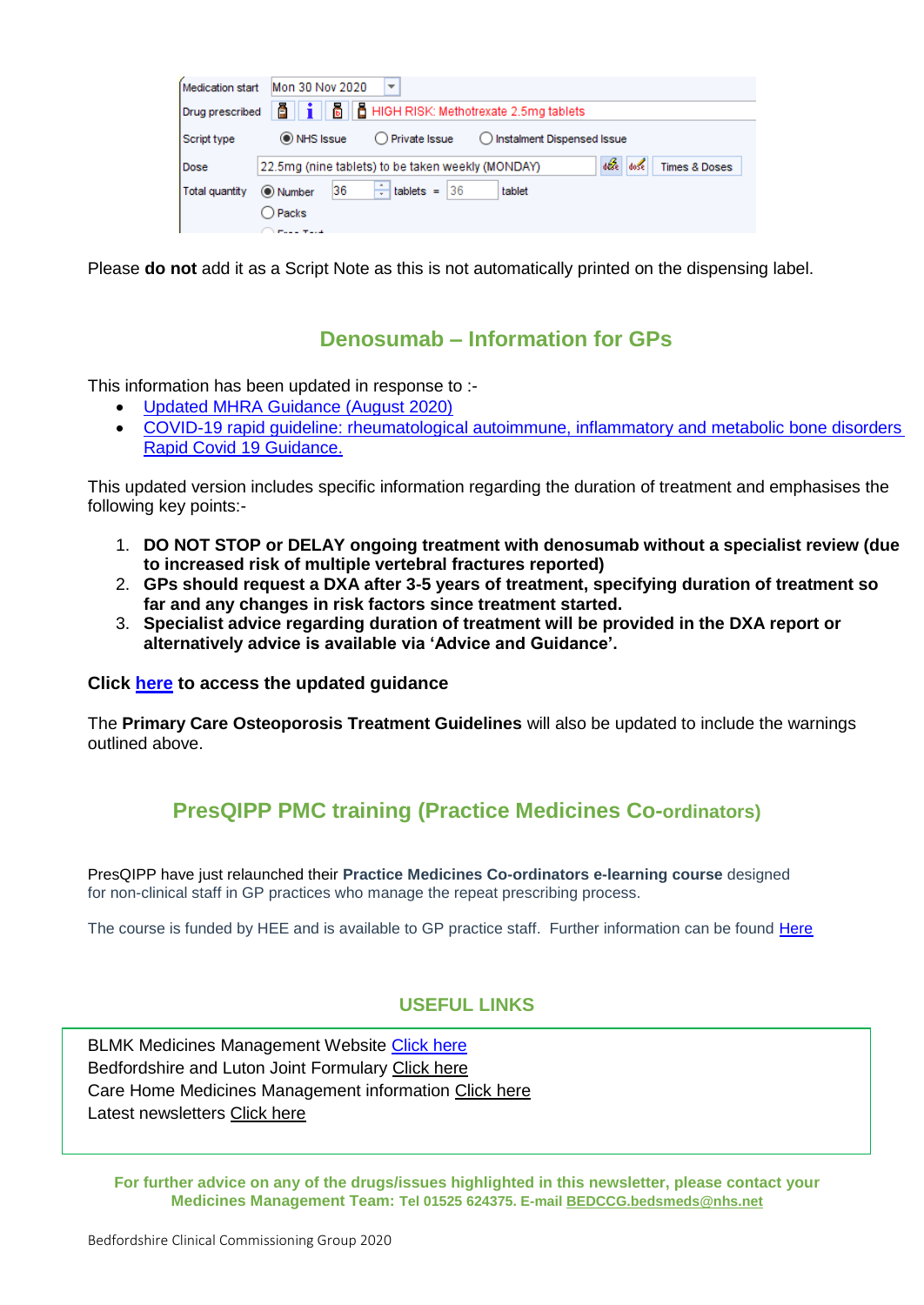| | |
|---|---|
| Medication start | Mon 30 Nov 2020 |
| Drug prescribed | HIGH RISK: Methotrexate 2.5mg tablets |
| Script type | NHS Issue / Private Issue / Instalment Dispensed Issue |
| Dose | 22.5mg (nine tablets) to be taken weekly (MONDAY) — Times & Doses |
| Total quantity | Number 36 tablets = 36 tablet / Packs |

Please **do not** add it as a Script Note as this is not automatically printed on the dispensing label.

## Denosumab – Information for GPs

This information has been updated in response to :-

- Updated MHRA Guidance (August 2020)
- COVID-19 rapid guideline: rheumatological autoimmune, inflammatory and metabolic bone disorders Rapid Covid 19 Guidance.

This updated version includes specific information regarding the duration of treatment and emphasises the following key points:-

1. **DO NOT STOP or DELAY ongoing treatment with denosumab without a specialist review (due to increased risk of multiple vertebral fractures reported)**
2. **GPs should request a DXA after 3-5 years of treatment, specifying duration of treatment so far and any changes in risk factors since treatment started.**
3. **Specialist advice regarding duration of treatment will be provided in the DXA report or alternatively advice is available via 'Advice and Guidance'.**

**Click here to access the updated guidance**

The **Primary Care Osteoporosis Treatment Guidelines** will also be updated to include the warnings outlined above.

## PresQIPP PMC training (Practice Medicines Co-ordinators)

PresQIPP have just relaunched their **Practice Medicines Co-ordinators e-learning course** designed for non-clinical staff in GP practices who manage the repeat prescribing process.

The course is funded by HEE and is available to GP practice staff. Further information can be found Here

## USEFUL LINKS

BLMK Medicines Management Website Click here
Bedfordshire and Luton Joint Formulary Click here
Care Home Medicines Management information Click here
Latest newsletters Click here

**For further advice on any of the drugs/issues highlighted in this newsletter, please contact your Medicines Management Team: Tel 01525 624375. E-mail BEDCCG.bedsmeds@nhs.net**

Bedfordshire Clinical Commissioning Group 2020